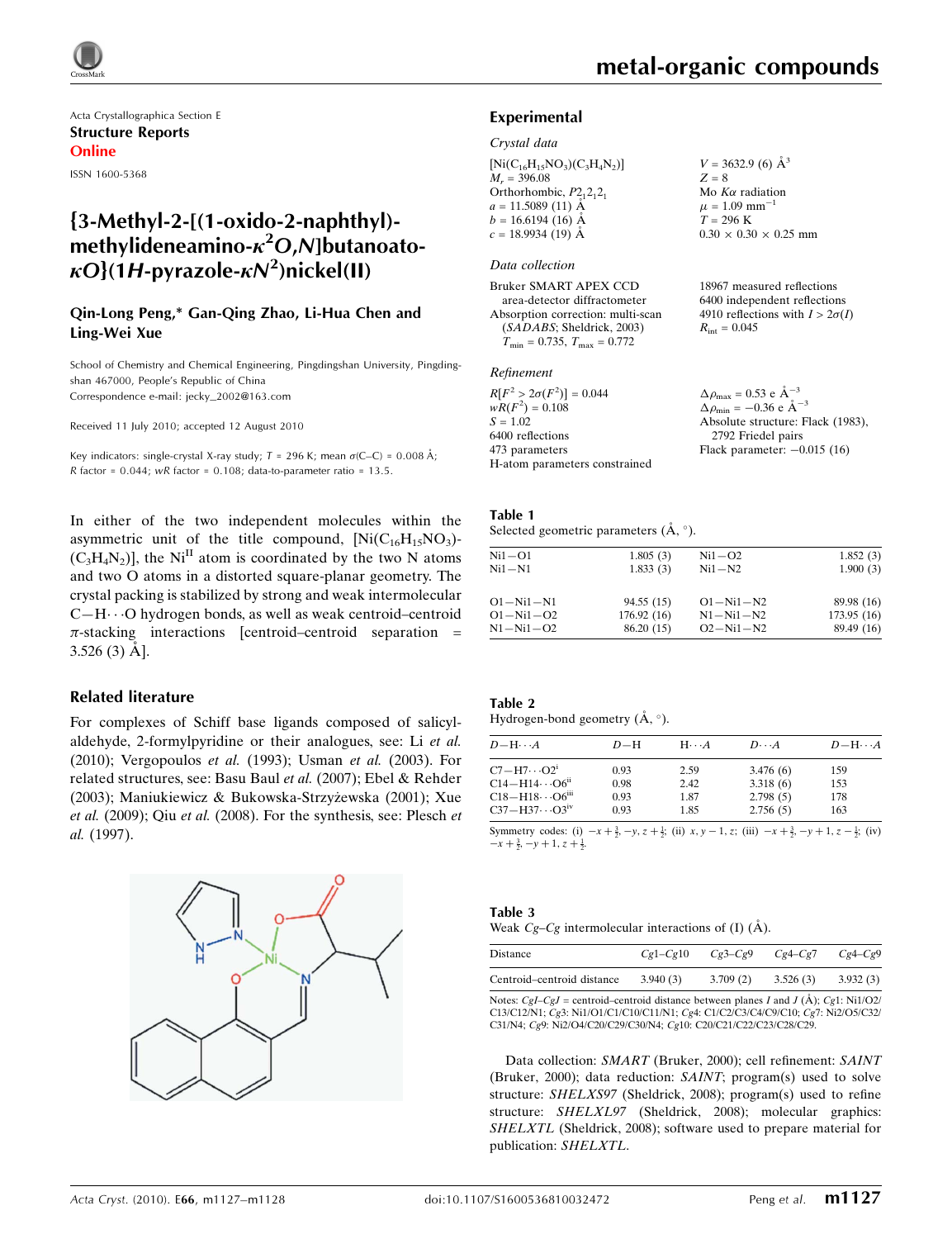Acta Crystallographica Section E

**Structure Reports Online**

ISSN 1600-5368

# {3-Methyl-2-[(1-oxido-2-naphthyl)-methylideneamino-$\kappa^2O,N$]butanoato-$\kappa O$}(1*H*-pyrazole-$\kappa N^2$)nickel(II)

**Qin-Long Peng,* Gan-Qing Zhao, Li-Hua Chen and Ling-Wei Xue**

School of Chemistry and Chemical Engineering, Pingdingshan University, Pingdingshan 467000, People's Republic of China
Correspondence e-mail: jecky_2002@163.com

Received 11 July 2010; accepted 12 August 2010

Key indicators: single-crystal X-ray study; $T$ = 296 K; mean $\sigma$(C–C) = 0.008 Å; $R$ factor = 0.044; $wR$ factor = 0.108; data-to-parameter ratio = 13.5.

In either of the two independent molecules within the asymmetric unit of the title compound, $[Ni(C_{16}H_{15}NO_3)(C_3H_4N_2)]$, the $Ni^{II}$ atom is coordinated by the two N atoms and two O atoms in a distorted square-planar geometry. The crystal packing is stabilized by strong and weak intermolecular C—H$\cdots$O hydrogen bonds, as well as weak centroid–centroid $\pi$-stacking interactions [centroid–centroid separation = 3.526 (3) Å].

## Related literature

For complexes of Schiff base ligands composed of salicylaldehyde, 2-formylpyridine or their analogues, see: Li *et al.* (2010); Vergopoulos *et al.* (1993); Usman *et al.* (2003). For related structures, see: Basu Baul *et al.* (2007); Ebel & Rehder (2003); Maniukiewicz & Bukowska-Strzyżewska (2001); Xue *et al.* (2009); Qiu *et al.* (2008). For the synthesis, see: Plesch *et al.* (1997).

## Experimental

### Crystal data

$[Ni(C_{16}H_{15}NO_3)(C_3H_4N_2)]$
$M_r$ = 396.08
Orthorhombic, $P2_12_12_1$
$a$ = 11.5089 (11) Å
$b$ = 16.6194 (16) Å
$c$ = 18.9934 (19) Å
$V$ = 3632.9 (6) Å$^3$
$Z$ = 8
Mo $K\alpha$ radiation
$\mu$ = 1.09 mm$^{-1}$
$T$ = 296 K
0.30 × 0.30 × 0.25 mm

### Data collection

Bruker SMART APEX CCD area-detector diffractometer
Absorption correction: multi-scan (*SADABS*; Sheldrick, 2003)
$T_{min}$ = 0.735, $T_{max}$ = 0.772
18967 measured reflections
6400 independent reflections
4910 reflections with $I > 2\sigma(I)$
$R_{int}$ = 0.045

### Refinement

$R[F^2 > 2\sigma(F^2)]$ = 0.044
$wR(F^2)$ = 0.108
$S$ = 1.02
6400 reflections
473 parameters
H-atom parameters constrained
$\Delta\rho_{max}$ = 0.53 e Å$^{-3}$
$\Delta\rho_{min}$ = −0.36 e Å$^{-3}$
Absolute structure: Flack (1983), 2792 Friedel pairs
Flack parameter: −0.015 (16)

**Table 1**
Selected geometric parameters (Å, °).

| | | | |
|---|---|---|---|
| Ni1—O1 | 1.805 (3) | Ni1—O2 | 1.852 (3) |
| Ni1—N1 | 1.833 (3) | Ni1—N2 | 1.900 (3) |
| | | | |
| O1—Ni1—N1 | 94.55 (15) | O1—Ni1—N2 | 89.98 (16) |
| O1—Ni1—O2 | 176.92 (16) | N1—Ni1—N2 | 173.95 (16) |
| N1—Ni1—O2 | 86.20 (15) | O2—Ni1—N2 | 89.49 (16) |

**Table 2**
Hydrogen-bond geometry (Å, °).

| $D$—H$\cdots A$ | $D$—H | H$\cdots A$ | $D\cdots A$ | $D$—H$\cdots A$ |
|---|---|---|---|---|
| C7—H7$\cdots$O2$^{i}$ | 0.93 | 2.59 | 3.476 (6) | 159 |
| C14—H14$\cdots$O6$^{ii}$ | 0.98 | 2.42 | 3.318 (6) | 153 |
| C18—H18$\cdots$O6$^{iii}$ | 0.93 | 1.87 | 2.798 (5) | 178 |
| C37—H37$\cdots$O3$^{iv}$ | 0.93 | 1.85 | 2.756 (5) | 163 |

Symmetry codes: (i) $-x+\frac{3}{2}, -y, z+\frac{1}{2}$; (ii) $x, y-1, z$; (iii) $-x+\frac{3}{2}, -y+1, z-\frac{1}{2}$; (iv) $-x+\frac{3}{2}, -y+1, z+\frac{1}{2}$.

**Table 3**
Weak $Cg$–$Cg$ intermolecular interactions of (I) (Å).

| Distance | $Cg1$–$Cg10$ | $Cg3$–$Cg9$ | $Cg4$–$Cg7$ | $Cg4$–$Cg9$ |
|---|---|---|---|---|
| Centroid–centroid distance | 3.940 (3) | 3.709 (2) | 3.526 (3) | 3.932 (3) |

Notes: $CgI$–$CgJ$ = centroid–centroid distance between planes $I$ and $J$ (Å); $Cg1$: Ni1/O2/C13/C12/N1; $Cg3$: Ni1/O1/C1/C10/C11/N1; $Cg4$: C1/C2/C3/C4/C9/C10; $Cg7$: Ni2/O5/C32/C31/N4; $Cg9$: Ni2/O4/C20/C29/C30/N4; $Cg10$: C20/C21/C22/C23/C28/C29.

Data collection: *SMART* (Bruker, 2000); cell refinement: *SAINT* (Bruker, 2000); data reduction: *SAINT*; program(s) used to solve structure: *SHELXS97* (Sheldrick, 2008); program(s) used to refine structure: *SHELXL97* (Sheldrick, 2008); molecular graphics: *SHELXTL* (Sheldrick, 2008); software used to prepare material for publication: *SHELXTL*.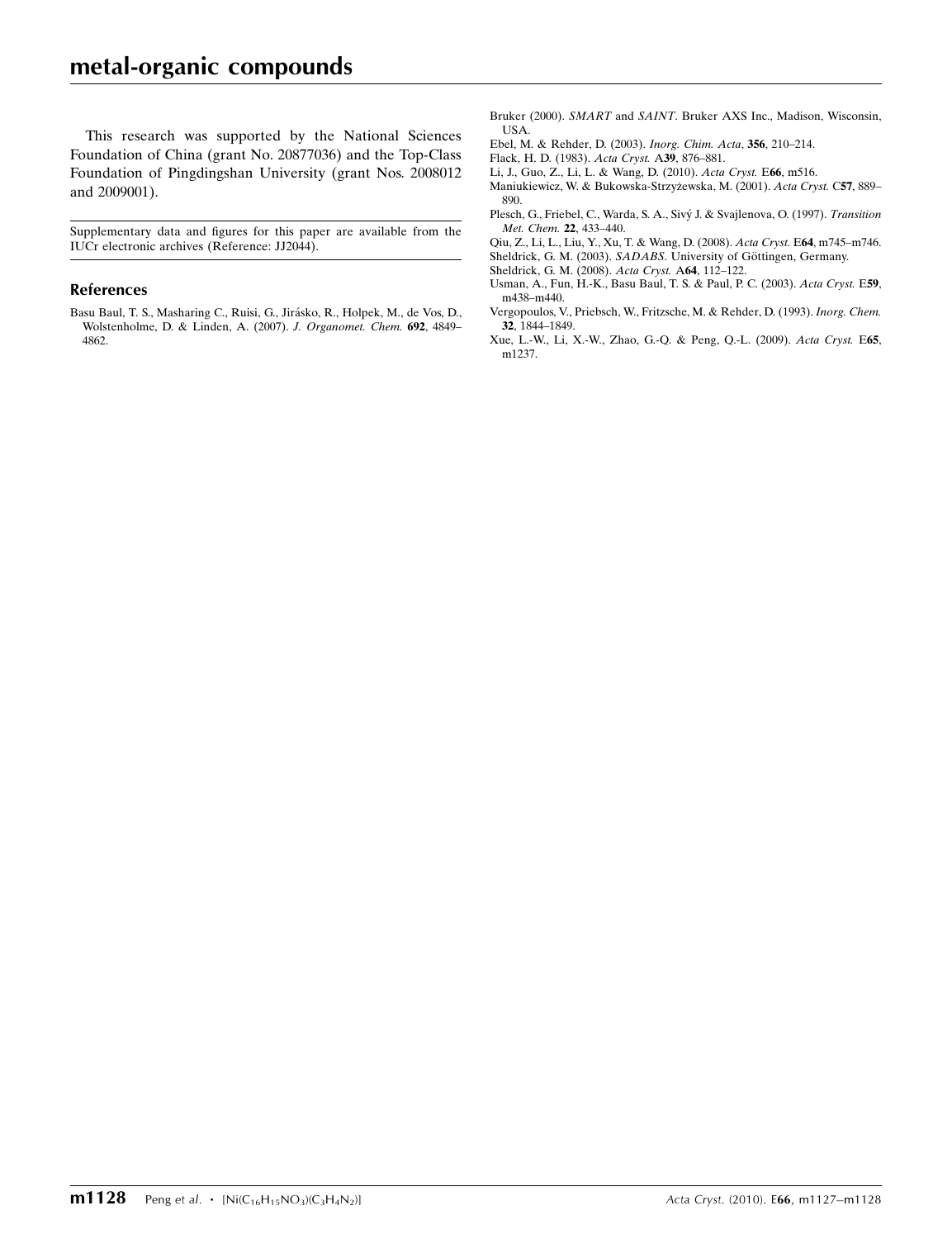This research was supported by the National Sciences Foundation of China (grant No. 20877036) and the Top-Class Foundation of Pingdingshan University (grant Nos. 2008012 and 2009001).

Supplementary data and figures for this paper are available from the IUCr electronic archives (Reference: JJ2044).

## References

Basu Baul, T. S., Masharing C., Ruisi, G., Jirásko, R., Holpek, M., de Vos, D., Wolstenholme, D. & Linden, A. (2007). *J. Organomet. Chem.* **692**, 4849–4862.

Bruker (2000). *SMART* and *SAINT*. Bruker AXS Inc., Madison, Wisconsin, USA.

Ebel, M. & Rehder, D. (2003). *Inorg. Chim. Acta*, **356**, 210–214.

Flack, H. D. (1983). *Acta Cryst.* A**39**, 876–881.

Li, J., Guo, Z., Li, L. & Wang, D. (2010). *Acta Cryst.* E**66**, m516.

Maniukiewicz, W. & Bukowska-Strzyżewska, M. (2001). *Acta Cryst.* C**57**, 889–890.

Plesch, G., Friebel, C., Warda, S. A., Sivý J. & Svajlenova, O. (1997). *Transition Met. Chem.* **22**, 433–440.

Qiu, Z., Li, L., Liu, Y., Xu, T. & Wang, D. (2008). *Acta Cryst.* E**64**, m745–m746.

Sheldrick, G. M. (2003). *SADABS*. University of Göttingen, Germany.

Sheldrick, G. M. (2008). *Acta Cryst.* A**64**, 112–122.

Usman, A., Fun, H.-K., Basu Baul, T. S. & Paul, P. C. (2003). *Acta Cryst.* E**59**, m438–m440.

Vergopoulos, V., Priebsch, W., Fritzsche, M. & Rehder, D. (1993). *Inorg. Chem.* **32**, 1844–1849.

Xue, L.-W., Li, X.-W., Zhao, G.-Q. & Peng, Q.-L. (2009). *Acta Cryst.* E**65**, m1237.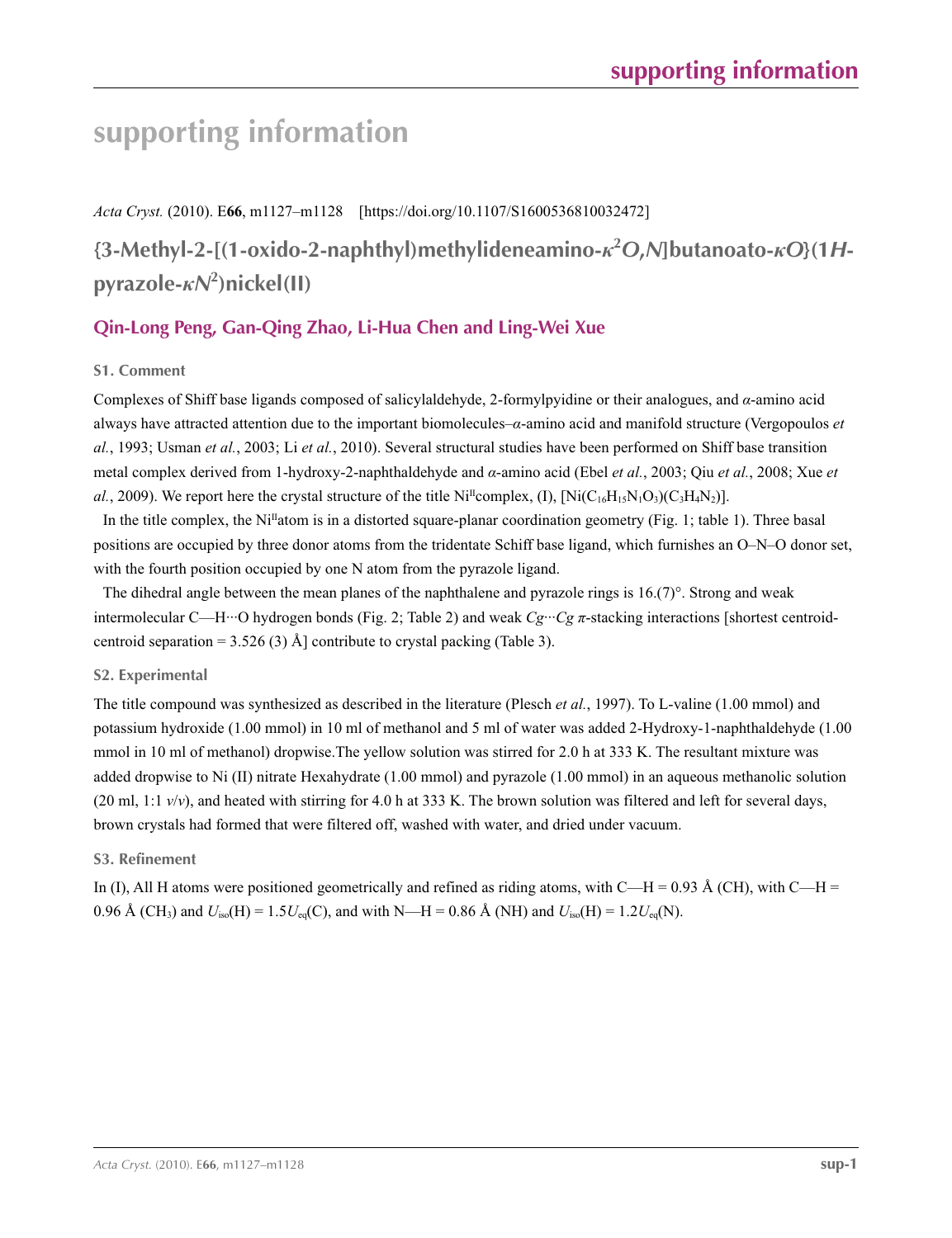# supporting information

*Acta Cryst.* (2010). E**66**, m1127–m1128 [https://doi.org/10.1107/S1600536810032472]

## {3-Methyl-2-[(1-oxido-2-naphthyl)methylideneamino-$\kappa^2$*O*,*N*]butanoato-$\kappa$*O*}(1*H*-pyrazole-$\kappa$*N*$^2$)nickel(II)

### Qin-Long Peng, Gan-Qing Zhao, Li-Hua Chen and Ling-Wei Xue

### S1. Comment

Complexes of Shiff base ligands composed of salicylaldehyde, 2-formylpyidine or their analogues, and *α*-amino acid always have attracted attention due to the important biomolecules–*α*-amino acid and manifold structure (Vergopoulos *et al.*, 1993; Usman *et al.*, 2003; Li *et al.*, 2010). Several structural studies have been performed on Shiff base transition metal complex derived from 1-hydroxy-2-naphthaldehyde and *α*-amino acid (Ebel *et al.*, 2003; Qiu *et al.*, 2008; Xue *et al.*, 2009). We report here the crystal structure of the title Ni$^{II}$complex, (I), [Ni($C_{16}H_{15}N_1O_3$)($C_3H_4N_2$)].

In the title complex, the Ni$^{II}$atom is in a distorted square-planar coordination geometry (Fig. 1; table 1). Three basal positions are occupied by three donor atoms from the tridentate Schiff base ligand, which furnishes an O–N–O donor set, with the fourth position occupied by one N atom from the pyrazole ligand.

The dihedral angle between the mean planes of the naphthalene and pyrazole rings is 16.(7)°. Strong and weak intermolecular C—H···O hydrogen bonds (Fig. 2; Table 2) and weak *Cg*···*Cg* π-stacking interactions [shortest centroid-centroid separation = 3.526 (3) Å] contribute to crystal packing (Table 3).

### S2. Experimental

The title compound was synthesized as described in the literature (Plesch *et al.*, 1997). To L-valine (1.00 mmol) and potassium hydroxide (1.00 mmol) in 10 ml of methanol and 5 ml of water was added 2-Hydroxy-1-naphthaldehyde (1.00 mmol in 10 ml of methanol) dropwise.The yellow solution was stirred for 2.0 h at 333 K. The resultant mixture was added dropwise to Ni (II) nitrate Hexahydrate (1.00 mmol) and pyrazole (1.00 mmol) in an aqueous methanolic solution (20 ml, 1:1 *v*/*v*), and heated with stirring for 4.0 h at 333 K. The brown solution was filtered and left for several days, brown crystals had formed that were filtered off, washed with water, and dried under vacuum.

### S3. Refinement

In (I), All H atoms were positioned geometrically and refined as riding atoms, with C—H = 0.93 Å (CH), with C—H = 0.96 Å ($CH_3$) and $U_{iso}$(H) = 1.5$U_{eq}$(C), and with N—H = 0.86 Å (NH) and $U_{iso}$(H) = 1.2$U_{eq}$(N).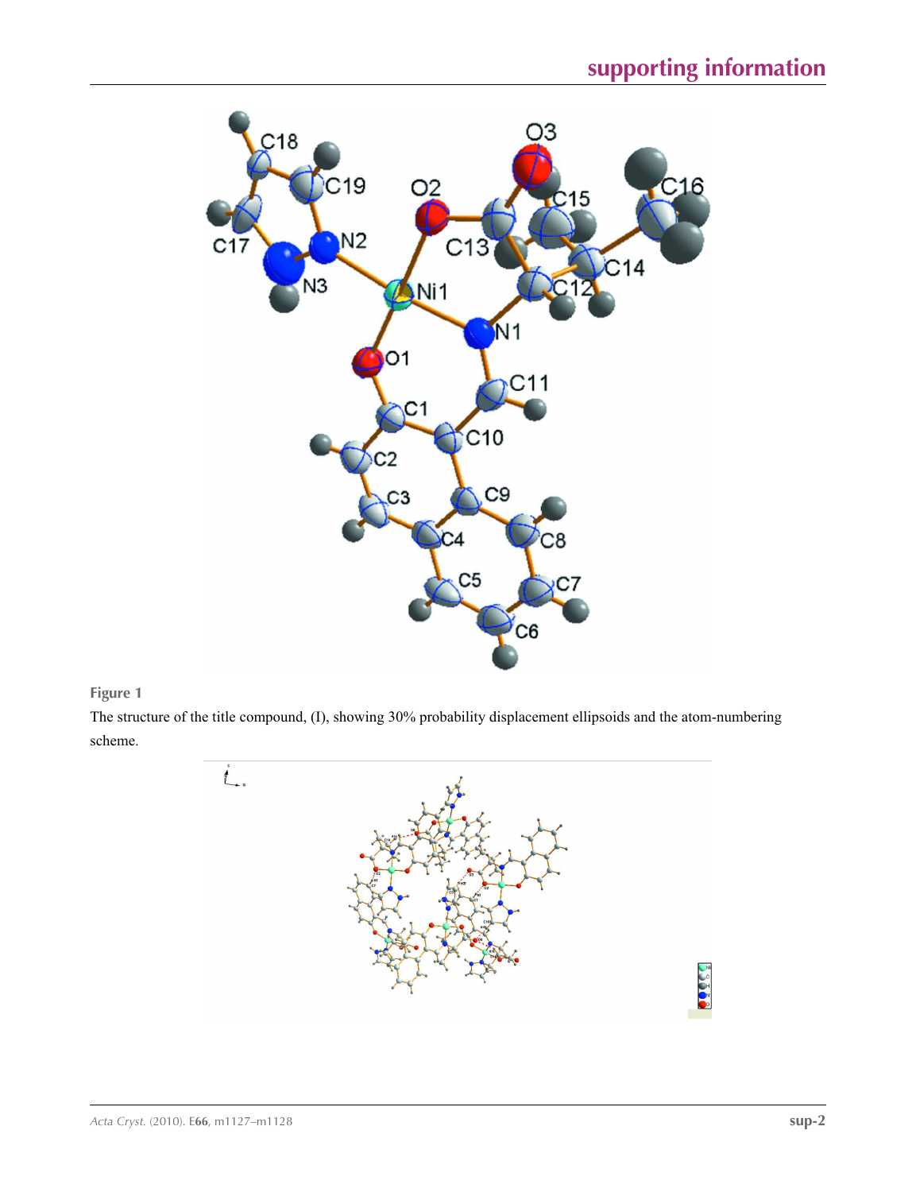**Figure 1**

The structure of the title compound, (I), showing 30% probability displacement ellipsoids and the atom-numbering scheme.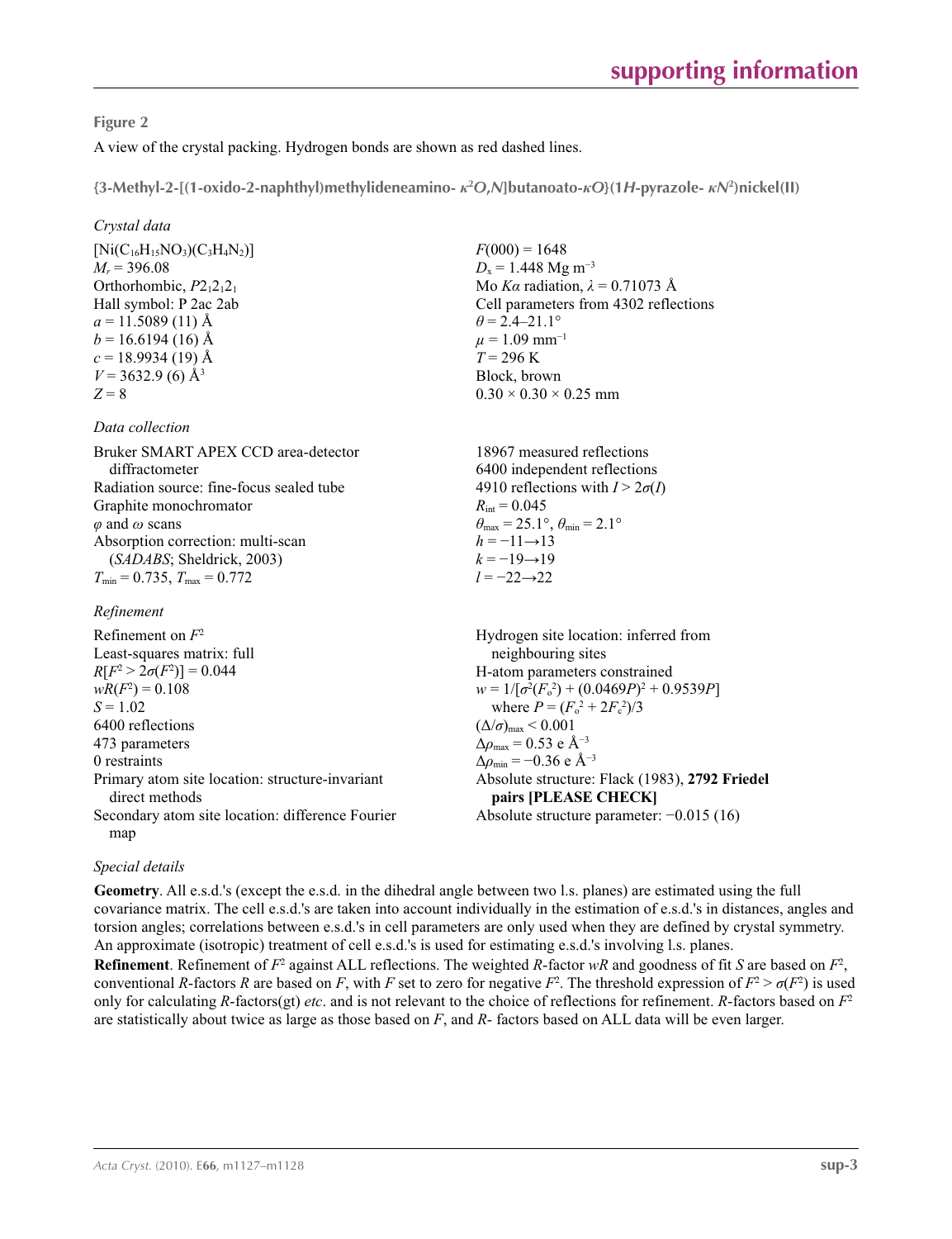**Figure 2**

A view of the crystal packing. Hydrogen bonds are shown as red dashed lines.

**{3-Methyl-2-[(1-oxido-2-naphthyl)methylideneamino- *κ*$^2$*O*,*N*]butanoato-*κO*}(1*H*-pyrazole- *κN*$^2$)nickel(II)**

*Crystal data*

| | |
|---|---|
| $[Ni(C_{16}H_{15}NO_3)(C_3H_4N_2)]$ | $F(000) = 1648$ |
| $M_r = 396.08$ | $D_x = 1.448$ Mg m$^{-3}$ |
| Orthorhombic, $P2_12_12_1$ | Mo $K\alpha$ radiation, $\lambda = 0.71073$ Å |
| Hall symbol: P 2ac 2ab | Cell parameters from 4302 reflections |
| $a = 11.5089$ (11) Å | $\theta = 2.4$–$21.1°$ |
| $b = 16.6194$ (16) Å | $\mu = 1.09$ mm$^{-1}$ |
| $c = 18.9934$ (19) Å | $T = 296$ K |
| $V = 3632.9$ (6) Å$^3$ | Block, brown |
| $Z = 8$ | $0.30 \times 0.30 \times 0.25$ mm |

*Data collection*

| | |
|---|---|
| Bruker SMART APEX CCD area-detector diffractometer | 18967 measured reflections |
| Radiation source: fine-focus sealed tube | 6400 independent reflections |
| Graphite monochromator | 4910 reflections with $I > 2\sigma(I)$ |
| $\varphi$ and $\omega$ scans | $R_{int} = 0.045$ |
| Absorption correction: multi-scan (*SADABS*; Sheldrick, 2003) | $\theta_{max} = 25.1°$, $\theta_{min} = 2.1°$ |
| $T_{min} = 0.735$, $T_{max} = 0.772$ | $h = -11 \rightarrow 13$ |
| | $k = -19 \rightarrow 19$ |
| | $l = -22 \rightarrow 22$ |

*Refinement*

| | |
|---|---|
| Refinement on $F^2$ | Hydrogen site location: inferred from neighbouring sites |
| Least-squares matrix: full | H-atom parameters constrained |
| $R[F^2 > 2\sigma(F^2)] = 0.044$ | $w = 1/[\sigma^2(F_o^2) + (0.0469P)^2 + 0.9539P]$ where $P = (F_o^2 + 2F_c^2)/3$ |
| $wR(F^2) = 0.108$ | $(\Delta/\sigma)_{max} < 0.001$ |
| $S = 1.02$ | $\Delta\rho_{max} = 0.53$ e Å$^{-3}$ |
| 6400 reflections | $\Delta\rho_{min} = -0.36$ e Å$^{-3}$ |
| 473 parameters | Absolute structure: Flack (1983), **2792 Friedel pairs [PLEASE CHECK]** |
| 0 restraints | Absolute structure parameter: −0.015 (16) |
| Primary atom site location: structure-invariant direct methods | |
| Secondary atom site location: difference Fourier map | |

*Special details*

**Geometry**. All e.s.d.'s (except the e.s.d. in the dihedral angle between two l.s. planes) are estimated using the full covariance matrix. The cell e.s.d.'s are taken into account individually in the estimation of e.s.d.'s in distances, angles and torsion angles; correlations between e.s.d.'s in cell parameters are only used when they are defined by crystal symmetry. An approximate (isotropic) treatment of cell e.s.d.'s is used for estimating e.s.d.'s involving l.s. planes.

**Refinement**. Refinement of $F^2$ against ALL reflections. The weighted $R$-factor $wR$ and goodness of fit $S$ are based on $F^2$, conventional $R$-factors $R$ are based on $F$, with $F$ set to zero for negative $F^2$. The threshold expression of $F^2 > \sigma(F^2)$ is used only for calculating $R$-factors(gt) *etc*. and is not relevant to the choice of reflections for refinement. $R$-factors based on $F^2$ are statistically about twice as large as those based on $F$, and $R$- factors based on ALL data will be even larger.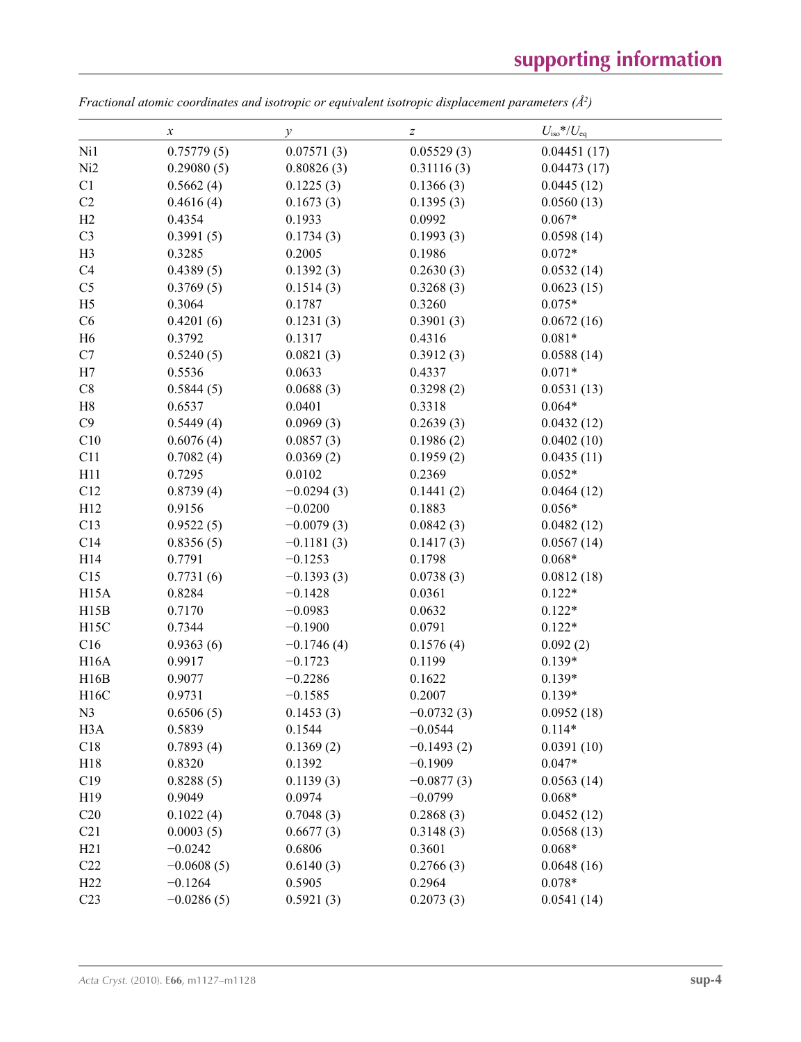*Fractional atomic coordinates and isotropic or equivalent isotropic displacement parameters (Å$^2$)*

| | $x$ | $y$ | $z$ | $U_{iso}$*/$U_{eq}$ |
|---|---|---|---|---|
| Ni1 | 0.75779 (5) | 0.07571 (3) | 0.05529 (3) | 0.04451 (17) |
| Ni2 | 0.29080 (5) | 0.80826 (3) | 0.31116 (3) | 0.04473 (17) |
| C1 | 0.5662 (4) | 0.1225 (3) | 0.1366 (3) | 0.0445 (12) |
| C2 | 0.4616 (4) | 0.1673 (3) | 0.1395 (3) | 0.0560 (13) |
| H2 | 0.4354 | 0.1933 | 0.0992 | 0.067* |
| C3 | 0.3991 (5) | 0.1734 (3) | 0.1993 (3) | 0.0598 (14) |
| H3 | 0.3285 | 0.2005 | 0.1986 | 0.072* |
| C4 | 0.4389 (5) | 0.1392 (3) | 0.2630 (3) | 0.0532 (14) |
| C5 | 0.3769 (5) | 0.1514 (3) | 0.3268 (3) | 0.0623 (15) |
| H5 | 0.3064 | 0.1787 | 0.3260 | 0.075* |
| C6 | 0.4201 (6) | 0.1231 (3) | 0.3901 (3) | 0.0672 (16) |
| H6 | 0.3792 | 0.1317 | 0.4316 | 0.081* |
| C7 | 0.5240 (5) | 0.0821 (3) | 0.3912 (3) | 0.0588 (14) |
| H7 | 0.5536 | 0.0633 | 0.4337 | 0.071* |
| C8 | 0.5844 (5) | 0.0688 (3) | 0.3298 (2) | 0.0531 (13) |
| H8 | 0.6537 | 0.0401 | 0.3318 | 0.064* |
| C9 | 0.5449 (4) | 0.0969 (3) | 0.2639 (3) | 0.0432 (12) |
| C10 | 0.6076 (4) | 0.0857 (3) | 0.1986 (2) | 0.0402 (10) |
| C11 | 0.7082 (4) | 0.0369 (2) | 0.1959 (2) | 0.0435 (11) |
| H11 | 0.7295 | 0.0102 | 0.2369 | 0.052* |
| C12 | 0.8739 (4) | −0.0294 (3) | 0.1441 (2) | 0.0464 (12) |
| H12 | 0.9156 | −0.0200 | 0.1883 | 0.056* |
| C13 | 0.9522 (5) | −0.0079 (3) | 0.0842 (3) | 0.0482 (12) |
| C14 | 0.8356 (5) | −0.1181 (3) | 0.1417 (3) | 0.0567 (14) |
| H14 | 0.7791 | −0.1253 | 0.1798 | 0.068* |
| C15 | 0.7731 (6) | −0.1393 (3) | 0.0738 (3) | 0.0812 (18) |
| H15A | 0.8284 | −0.1428 | 0.0361 | 0.122* |
| H15B | 0.7170 | −0.0983 | 0.0632 | 0.122* |
| H15C | 0.7344 | −0.1900 | 0.0791 | 0.122* |
| C16 | 0.9363 (6) | −0.1746 (4) | 0.1576 (4) | 0.092 (2) |
| H16A | 0.9917 | −0.1723 | 0.1199 | 0.139* |
| H16B | 0.9077 | −0.2286 | 0.1622 | 0.139* |
| H16C | 0.9731 | −0.1585 | 0.2007 | 0.139* |
| N3 | 0.6506 (5) | 0.1453 (3) | −0.0732 (3) | 0.0952 (18) |
| H3A | 0.5839 | 0.1544 | −0.0544 | 0.114* |
| C18 | 0.7893 (4) | 0.1369 (2) | −0.1493 (2) | 0.0391 (10) |
| H18 | 0.8320 | 0.1392 | −0.1909 | 0.047* |
| C19 | 0.8288 (5) | 0.1139 (3) | −0.0877 (3) | 0.0563 (14) |
| H19 | 0.9049 | 0.0974 | −0.0799 | 0.068* |
| C20 | 0.1022 (4) | 0.7048 (3) | 0.2868 (3) | 0.0452 (12) |
| C21 | 0.0003 (5) | 0.6677 (3) | 0.3148 (3) | 0.0568 (13) |
| H21 | −0.0242 | 0.6806 | 0.3601 | 0.068* |
| C22 | −0.0608 (5) | 0.6140 (3) | 0.2766 (3) | 0.0648 (16) |
| H22 | −0.1264 | 0.5905 | 0.2964 | 0.078* |
| C23 | −0.0286 (5) | 0.5921 (3) | 0.2073 (3) | 0.0541 (14) |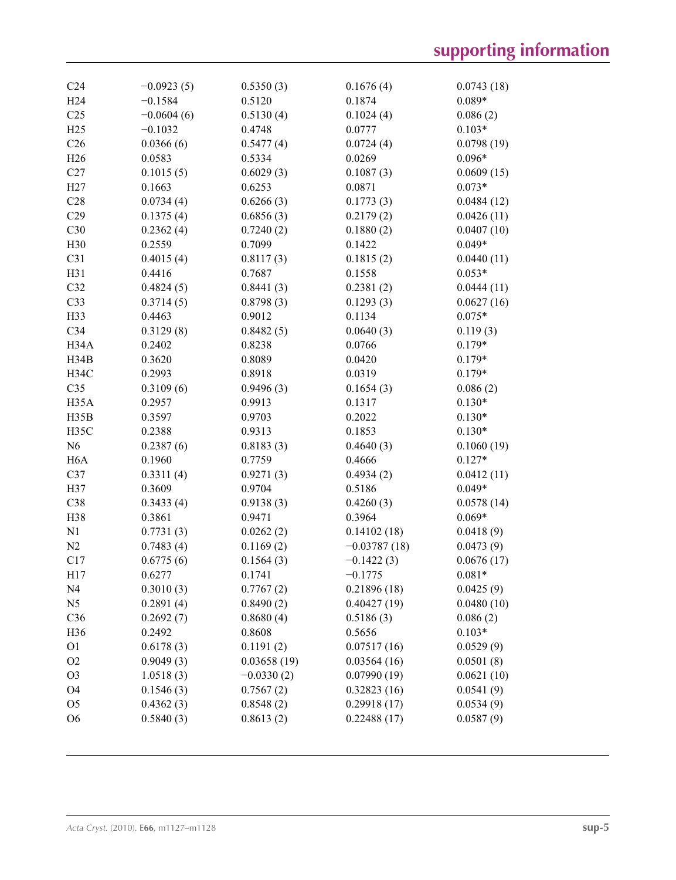| | | | | |
|---|---|---|---|---|
| C24 | −0.0923 (5) | 0.5350 (3) | 0.1676 (4) | 0.0743 (18) |
| H24 | −0.1584 | 0.5120 | 0.1874 | 0.089* |
| C25 | −0.0604 (6) | 0.5130 (4) | 0.1024 (4) | 0.086 (2) |
| H25 | −0.1032 | 0.4748 | 0.0777 | 0.103* |
| C26 | 0.0366 (6) | 0.5477 (4) | 0.0724 (4) | 0.0798 (19) |
| H26 | 0.0583 | 0.5334 | 0.0269 | 0.096* |
| C27 | 0.1015 (5) | 0.6029 (3) | 0.1087 (3) | 0.0609 (15) |
| H27 | 0.1663 | 0.6253 | 0.0871 | 0.073* |
| C28 | 0.0734 (4) | 0.6266 (3) | 0.1773 (3) | 0.0484 (12) |
| C29 | 0.1375 (4) | 0.6856 (3) | 0.2179 (2) | 0.0426 (11) |
| C30 | 0.2362 (4) | 0.7240 (2) | 0.1880 (2) | 0.0407 (10) |
| H30 | 0.2559 | 0.7099 | 0.1422 | 0.049* |
| C31 | 0.4015 (4) | 0.8117 (3) | 0.1815 (2) | 0.0440 (11) |
| H31 | 0.4416 | 0.7687 | 0.1558 | 0.053* |
| C32 | 0.4824 (5) | 0.8441 (3) | 0.2381 (2) | 0.0444 (11) |
| C33 | 0.3714 (5) | 0.8798 (3) | 0.1293 (3) | 0.0627 (16) |
| H33 | 0.4463 | 0.9012 | 0.1134 | 0.075* |
| C34 | 0.3129 (8) | 0.8482 (5) | 0.0640 (3) | 0.119 (3) |
| H34A | 0.2402 | 0.8238 | 0.0766 | 0.179* |
| H34B | 0.3620 | 0.8089 | 0.0420 | 0.179* |
| H34C | 0.2993 | 0.8918 | 0.0319 | 0.179* |
| C35 | 0.3109 (6) | 0.9496 (3) | 0.1654 (3) | 0.086 (2) |
| H35A | 0.2957 | 0.9913 | 0.1317 | 0.130* |
| H35B | 0.3597 | 0.9703 | 0.2022 | 0.130* |
| H35C | 0.2388 | 0.9313 | 0.1853 | 0.130* |
| N6 | 0.2387 (6) | 0.8183 (3) | 0.4640 (3) | 0.1060 (19) |
| H6A | 0.1960 | 0.7759 | 0.4666 | 0.127* |
| C37 | 0.3311 (4) | 0.9271 (3) | 0.4934 (2) | 0.0412 (11) |
| H37 | 0.3609 | 0.9704 | 0.5186 | 0.049* |
| C38 | 0.3433 (4) | 0.9138 (3) | 0.4260 (3) | 0.0578 (14) |
| H38 | 0.3861 | 0.9471 | 0.3964 | 0.069* |
| N1 | 0.7731 (3) | 0.0262 (2) | 0.14102 (18) | 0.0418 (9) |
| N2 | 0.7483 (4) | 0.1169 (2) | −0.03787 (18) | 0.0473 (9) |
| C17 | 0.6775 (6) | 0.1564 (3) | −0.1422 (3) | 0.0676 (17) |
| H17 | 0.6277 | 0.1741 | −0.1775 | 0.081* |
| N4 | 0.3010 (3) | 0.7767 (2) | 0.21896 (18) | 0.0425 (9) |
| N5 | 0.2891 (4) | 0.8490 (2) | 0.40427 (19) | 0.0480 (10) |
| C36 | 0.2692 (7) | 0.8680 (4) | 0.5186 (3) | 0.086 (2) |
| H36 | 0.2492 | 0.8608 | 0.5656 | 0.103* |
| O1 | 0.6178 (3) | 0.1191 (2) | 0.07517 (16) | 0.0529 (9) |
| O2 | 0.9049 (3) | 0.03658 (19) | 0.03564 (16) | 0.0501 (8) |
| O3 | 1.0518 (3) | −0.0330 (2) | 0.07990 (19) | 0.0621 (10) |
| O4 | 0.1546 (3) | 0.7567 (2) | 0.32823 (16) | 0.0541 (9) |
| O5 | 0.4362 (3) | 0.8548 (2) | 0.29918 (17) | 0.0534 (9) |
| O6 | 0.5840 (3) | 0.8613 (2) | 0.22488 (17) | 0.0587 (9) |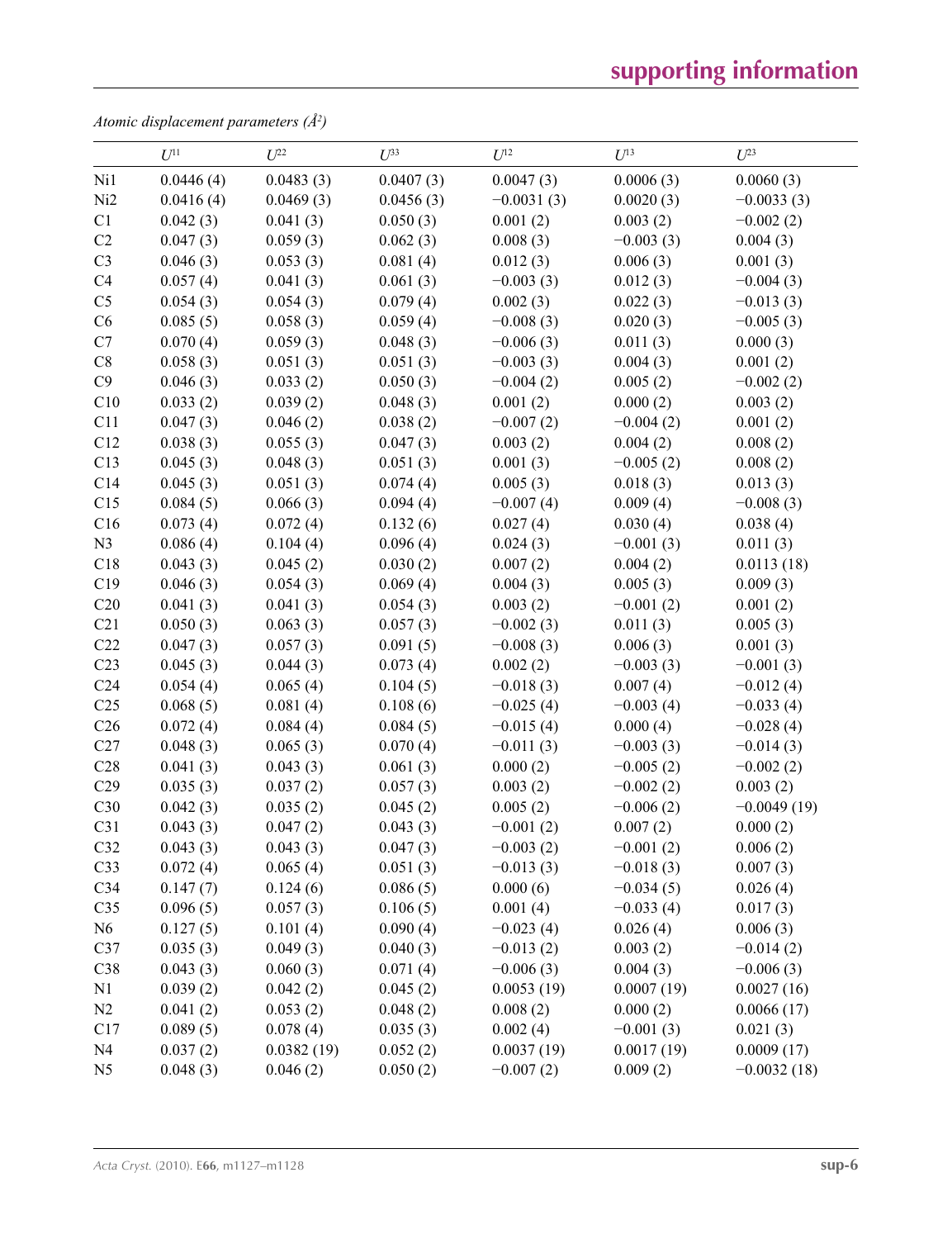*Atomic displacement parameters (Å²)*

| | $U^{11}$ | $U^{22}$ | $U^{33}$ | $U^{12}$ | $U^{13}$ | $U^{23}$ |
|---|---|---|---|---|---|---|
| Ni1 | 0.0446 (4) | 0.0483 (3) | 0.0407 (3) | 0.0047 (3) | 0.0006 (3) | 0.0060 (3) |
| Ni2 | 0.0416 (4) | 0.0469 (3) | 0.0456 (3) | −0.0031 (3) | 0.0020 (3) | −0.0033 (3) |
| C1 | 0.042 (3) | 0.041 (3) | 0.050 (3) | 0.001 (2) | 0.003 (2) | −0.002 (2) |
| C2 | 0.047 (3) | 0.059 (3) | 0.062 (3) | 0.008 (3) | −0.003 (3) | 0.004 (3) |
| C3 | 0.046 (3) | 0.053 (3) | 0.081 (4) | 0.012 (3) | 0.006 (3) | 0.001 (3) |
| C4 | 0.057 (4) | 0.041 (3) | 0.061 (3) | −0.003 (3) | 0.012 (3) | −0.004 (3) |
| C5 | 0.054 (3) | 0.054 (3) | 0.079 (4) | 0.002 (3) | 0.022 (3) | −0.013 (3) |
| C6 | 0.085 (5) | 0.058 (3) | 0.059 (4) | −0.008 (3) | 0.020 (3) | −0.005 (3) |
| C7 | 0.070 (4) | 0.059 (3) | 0.048 (3) | −0.006 (3) | 0.011 (3) | 0.000 (3) |
| C8 | 0.058 (3) | 0.051 (3) | 0.051 (3) | −0.003 (3) | 0.004 (3) | 0.001 (2) |
| C9 | 0.046 (3) | 0.033 (2) | 0.050 (3) | −0.004 (2) | 0.005 (2) | −0.002 (2) |
| C10 | 0.033 (2) | 0.039 (2) | 0.048 (3) | 0.001 (2) | 0.000 (2) | 0.003 (2) |
| C11 | 0.047 (3) | 0.046 (2) | 0.038 (2) | −0.007 (2) | −0.004 (2) | 0.001 (2) |
| C12 | 0.038 (3) | 0.055 (3) | 0.047 (3) | 0.003 (2) | 0.004 (2) | 0.008 (2) |
| C13 | 0.045 (3) | 0.048 (3) | 0.051 (3) | 0.001 (3) | −0.005 (2) | 0.008 (2) |
| C14 | 0.045 (3) | 0.051 (3) | 0.074 (4) | 0.005 (3) | 0.018 (3) | 0.013 (3) |
| C15 | 0.084 (5) | 0.066 (3) | 0.094 (4) | −0.007 (4) | 0.009 (4) | −0.008 (3) |
| C16 | 0.073 (4) | 0.072 (4) | 0.132 (6) | 0.027 (4) | 0.030 (4) | 0.038 (4) |
| N3 | 0.086 (4) | 0.104 (4) | 0.096 (4) | 0.024 (3) | −0.001 (3) | 0.011 (3) |
| C18 | 0.043 (3) | 0.045 (2) | 0.030 (2) | 0.007 (2) | 0.004 (2) | 0.0113 (18) |
| C19 | 0.046 (3) | 0.054 (3) | 0.069 (4) | 0.004 (3) | 0.005 (3) | 0.009 (3) |
| C20 | 0.041 (3) | 0.041 (3) | 0.054 (3) | 0.003 (2) | −0.001 (2) | 0.001 (2) |
| C21 | 0.050 (3) | 0.063 (3) | 0.057 (3) | −0.002 (3) | 0.011 (3) | 0.005 (3) |
| C22 | 0.047 (3) | 0.057 (3) | 0.091 (5) | −0.008 (3) | 0.006 (3) | 0.001 (3) |
| C23 | 0.045 (3) | 0.044 (3) | 0.073 (4) | 0.002 (2) | −0.003 (3) | −0.001 (3) |
| C24 | 0.054 (4) | 0.065 (4) | 0.104 (5) | −0.018 (3) | 0.007 (4) | −0.012 (4) |
| C25 | 0.068 (5) | 0.081 (4) | 0.108 (6) | −0.025 (4) | −0.003 (4) | −0.033 (4) |
| C26 | 0.072 (4) | 0.084 (4) | 0.084 (5) | −0.015 (4) | 0.000 (4) | −0.028 (4) |
| C27 | 0.048 (3) | 0.065 (3) | 0.070 (4) | −0.011 (3) | −0.003 (3) | −0.014 (3) |
| C28 | 0.041 (3) | 0.043 (3) | 0.061 (3) | 0.000 (2) | −0.005 (2) | −0.002 (2) |
| C29 | 0.035 (3) | 0.037 (2) | 0.057 (3) | 0.003 (2) | −0.002 (2) | 0.003 (2) |
| C30 | 0.042 (3) | 0.035 (2) | 0.045 (2) | 0.005 (2) | −0.006 (2) | −0.0049 (19) |
| C31 | 0.043 (3) | 0.047 (2) | 0.043 (3) | −0.001 (2) | 0.007 (2) | 0.000 (2) |
| C32 | 0.043 (3) | 0.043 (3) | 0.047 (3) | −0.003 (2) | −0.001 (2) | 0.006 (2) |
| C33 | 0.072 (4) | 0.065 (4) | 0.051 (3) | −0.013 (3) | −0.018 (3) | 0.007 (3) |
| C34 | 0.147 (7) | 0.124 (6) | 0.086 (5) | 0.000 (6) | −0.034 (5) | 0.026 (4) |
| C35 | 0.096 (5) | 0.057 (3) | 0.106 (5) | 0.001 (4) | −0.033 (4) | 0.017 (3) |
| N6 | 0.127 (5) | 0.101 (4) | 0.090 (4) | −0.023 (4) | 0.026 (4) | 0.006 (3) |
| C37 | 0.035 (3) | 0.049 (3) | 0.040 (3) | −0.013 (2) | 0.003 (2) | −0.014 (2) |
| C38 | 0.043 (3) | 0.060 (3) | 0.071 (4) | −0.006 (3) | 0.004 (3) | −0.006 (3) |
| N1 | 0.039 (2) | 0.042 (2) | 0.045 (2) | 0.0053 (19) | 0.0007 (19) | 0.0027 (16) |
| N2 | 0.041 (2) | 0.053 (2) | 0.048 (2) | 0.008 (2) | 0.000 (2) | 0.0066 (17) |
| C17 | 0.089 (5) | 0.078 (4) | 0.035 (3) | 0.002 (4) | −0.001 (3) | 0.021 (3) |
| N4 | 0.037 (2) | 0.0382 (19) | 0.052 (2) | 0.0037 (19) | 0.0017 (19) | 0.0009 (17) |
| N5 | 0.048 (3) | 0.046 (2) | 0.050 (2) | −0.007 (2) | 0.009 (2) | −0.0032 (18) |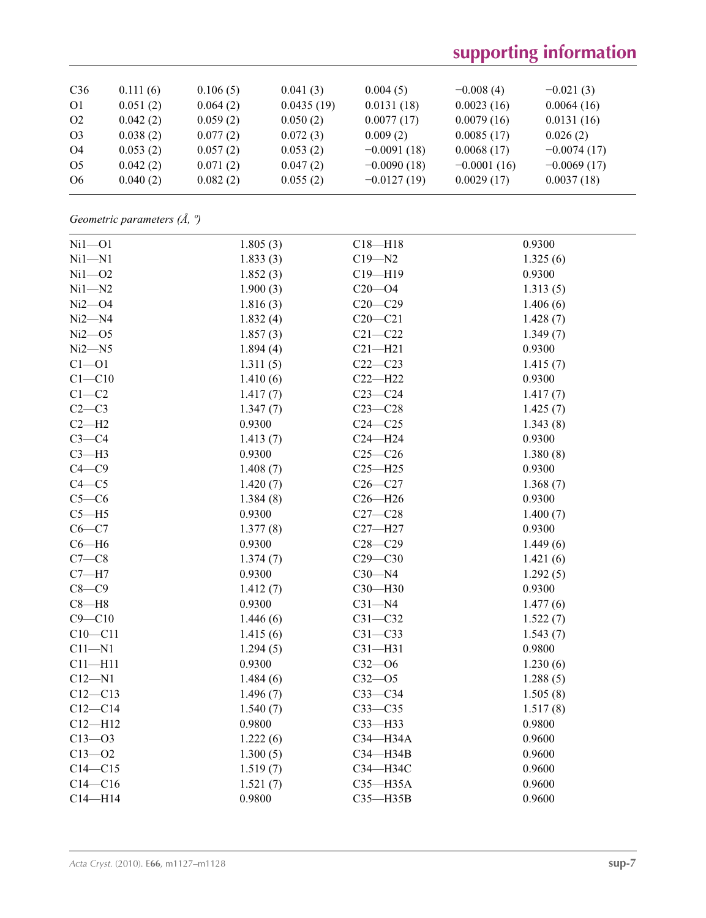| C36 | 0.111 (6) | 0.106 (5) | 0.041 (3) | 0.004 (5) | −0.008 (4) | −0.021 (3) |
|---|---|---|---|---|---|---|
| O1 | 0.051 (2) | 0.064 (2) | 0.0435 (19) | 0.0131 (18) | 0.0023 (16) | 0.0064 (16) |
| O2 | 0.042 (2) | 0.059 (2) | 0.050 (2) | 0.0077 (17) | 0.0079 (16) | 0.0131 (16) |
| O3 | 0.038 (2) | 0.077 (2) | 0.072 (3) | 0.009 (2) | 0.0085 (17) | 0.026 (2) |
| O4 | 0.053 (2) | 0.057 (2) | 0.053 (2) | −0.0091 (18) | 0.0068 (17) | −0.0074 (17) |
| O5 | 0.042 (2) | 0.071 (2) | 0.047 (2) | −0.0090 (18) | −0.0001 (16) | −0.0069 (17) |
| O6 | 0.040 (2) | 0.082 (2) | 0.055 (2) | −0.0127 (19) | 0.0029 (17) | 0.0037 (18) |

*Geometric parameters (Å, º)*

| | | | |
|---|---|---|---|
| Ni1—O1 | 1.805 (3) | C18—H18 | 0.9300 |
| Ni1—N1 | 1.833 (3) | C19—N2 | 1.325 (6) |
| Ni1—O2 | 1.852 (3) | C19—H19 | 0.9300 |
| Ni1—N2 | 1.900 (3) | C20—O4 | 1.313 (5) |
| Ni2—O4 | 1.816 (3) | C20—C29 | 1.406 (6) |
| Ni2—N4 | 1.832 (4) | C20—C21 | 1.428 (7) |
| Ni2—O5 | 1.857 (3) | C21—C22 | 1.349 (7) |
| Ni2—N5 | 1.894 (4) | C21—H21 | 0.9300 |
| C1—O1 | 1.311 (5) | C22—C23 | 1.415 (7) |
| C1—C10 | 1.410 (6) | C22—H22 | 0.9300 |
| C1—C2 | 1.417 (7) | C23—C24 | 1.417 (7) |
| C2—C3 | 1.347 (7) | C23—C28 | 1.425 (7) |
| C2—H2 | 0.9300 | C24—C25 | 1.343 (8) |
| C3—C4 | 1.413 (7) | C24—H24 | 0.9300 |
| C3—H3 | 0.9300 | C25—C26 | 1.380 (8) |
| C4—C9 | 1.408 (7) | C25—H25 | 0.9300 |
| C4—C5 | 1.420 (7) | C26—C27 | 1.368 (7) |
| C5—C6 | 1.384 (8) | C26—H26 | 0.9300 |
| C5—H5 | 0.9300 | C27—C28 | 1.400 (7) |
| C6—C7 | 1.377 (8) | C27—H27 | 0.9300 |
| C6—H6 | 0.9300 | C28—C29 | 1.449 (6) |
| C7—C8 | 1.374 (7) | C29—C30 | 1.421 (6) |
| C7—H7 | 0.9300 | C30—N4 | 1.292 (5) |
| C8—C9 | 1.412 (7) | C30—H30 | 0.9300 |
| C8—H8 | 0.9300 | C31—N4 | 1.477 (6) |
| C9—C10 | 1.446 (6) | C31—C32 | 1.522 (7) |
| C10—C11 | 1.415 (6) | C31—C33 | 1.543 (7) |
| C11—N1 | 1.294 (5) | C31—H31 | 0.9800 |
| C11—H11 | 0.9300 | C32—O6 | 1.230 (6) |
| C12—N1 | 1.484 (6) | C32—O5 | 1.288 (5) |
| C12—C13 | 1.496 (7) | C33—C34 | 1.505 (8) |
| C12—C14 | 1.540 (7) | C33—C35 | 1.517 (8) |
| C12—H12 | 0.9800 | C33—H33 | 0.9800 |
| C13—O3 | 1.222 (6) | C34—H34A | 0.9600 |
| C13—O2 | 1.300 (5) | C34—H34B | 0.9600 |
| C14—C15 | 1.519 (7) | C34—H34C | 0.9600 |
| C14—C16 | 1.521 (7) | C35—H35A | 0.9600 |
| C14—H14 | 0.9800 | C35—H35B | 0.9600 |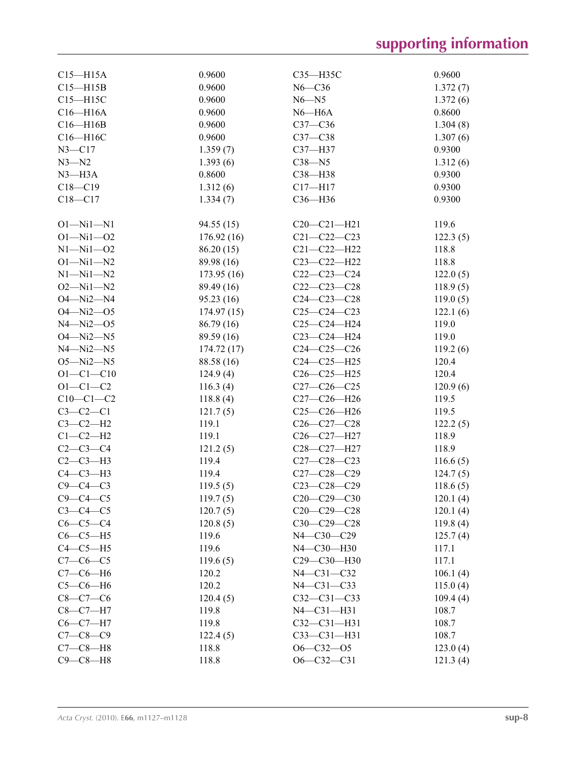| | | | |
|---|---|---|---|
| C15—H15A | 0.9600 | C35—H35C | 0.9600 |
| C15—H15B | 0.9600 | N6—C36 | 1.372 (7) |
| C15—H15C | 0.9600 | N6—N5 | 1.372 (6) |
| C16—H16A | 0.9600 | N6—H6A | 0.8600 |
| C16—H16B | 0.9600 | C37—C36 | 1.304 (8) |
| C16—H16C | 0.9600 | C37—C38 | 1.307 (6) |
| N3—C17 | 1.359 (7) | C37—H37 | 0.9300 |
| N3—N2 | 1.393 (6) | C38—N5 | 1.312 (6) |
| N3—H3A | 0.8600 | C38—H38 | 0.9300 |
| C18—C19 | 1.312 (6) | C17—H17 | 0.9300 |
| C18—C17 | 1.334 (7) | C36—H36 | 0.9300 |
| | | | |
| O1—Ni1—N1 | 94.55 (15) | C20—C21—H21 | 119.6 |
| O1—Ni1—O2 | 176.92 (16) | C21—C22—C23 | 122.3 (5) |
| N1—Ni1—O2 | 86.20 (15) | C21—C22—H22 | 118.8 |
| O1—Ni1—N2 | 89.98 (16) | C23—C22—H22 | 118.8 |
| N1—Ni1—N2 | 173.95 (16) | C22—C23—C24 | 122.0 (5) |
| O2—Ni1—N2 | 89.49 (16) | C22—C23—C28 | 118.9 (5) |
| O4—Ni2—N4 | 95.23 (16) | C24—C23—C28 | 119.0 (5) |
| O4—Ni2—O5 | 174.97 (15) | C25—C24—C23 | 122.1 (6) |
| N4—Ni2—O5 | 86.79 (16) | C25—C24—H24 | 119.0 |
| O4—Ni2—N5 | 89.59 (16) | C23—C24—H24 | 119.0 |
| N4—Ni2—N5 | 174.72 (17) | C24—C25—C26 | 119.2 (6) |
| O5—Ni2—N5 | 88.58 (16) | C24—C25—H25 | 120.4 |
| O1—C1—C10 | 124.9 (4) | C26—C25—H25 | 120.4 |
| O1—C1—C2 | 116.3 (4) | C27—C26—C25 | 120.9 (6) |
| C10—C1—C2 | 118.8 (4) | C27—C26—H26 | 119.5 |
| C3—C2—C1 | 121.7 (5) | C25—C26—H26 | 119.5 |
| C3—C2—H2 | 119.1 | C26—C27—C28 | 122.2 (5) |
| C1—C2—H2 | 119.1 | C26—C27—H27 | 118.9 |
| C2—C3—C4 | 121.2 (5) | C28—C27—H27 | 118.9 |
| C2—C3—H3 | 119.4 | C27—C28—C23 | 116.6 (5) |
| C4—C3—H3 | 119.4 | C27—C28—C29 | 124.7 (5) |
| C9—C4—C3 | 119.5 (5) | C23—C28—C29 | 118.6 (5) |
| C9—C4—C5 | 119.7 (5) | C20—C29—C30 | 120.1 (4) |
| C3—C4—C5 | 120.7 (5) | C20—C29—C28 | 120.1 (4) |
| C6—C5—C4 | 120.8 (5) | C30—C29—C28 | 119.8 (4) |
| C6—C5—H5 | 119.6 | N4—C30—C29 | 125.7 (4) |
| C4—C5—H5 | 119.6 | N4—C30—H30 | 117.1 |
| C7—C6—C5 | 119.6 (5) | C29—C30—H30 | 117.1 |
| C7—C6—H6 | 120.2 | N4—C31—C32 | 106.1 (4) |
| C5—C6—H6 | 120.2 | N4—C31—C33 | 115.0 (4) |
| C8—C7—C6 | 120.4 (5) | C32—C31—C33 | 109.4 (4) |
| C8—C7—H7 | 119.8 | N4—C31—H31 | 108.7 |
| C6—C7—H7 | 119.8 | C32—C31—H31 | 108.7 |
| C7—C8—C9 | 122.4 (5) | C33—C31—H31 | 108.7 |
| C7—C8—H8 | 118.8 | O6—C32—O5 | 123.0 (4) |
| C9—C8—H8 | 118.8 | O6—C32—C31 | 121.3 (4) |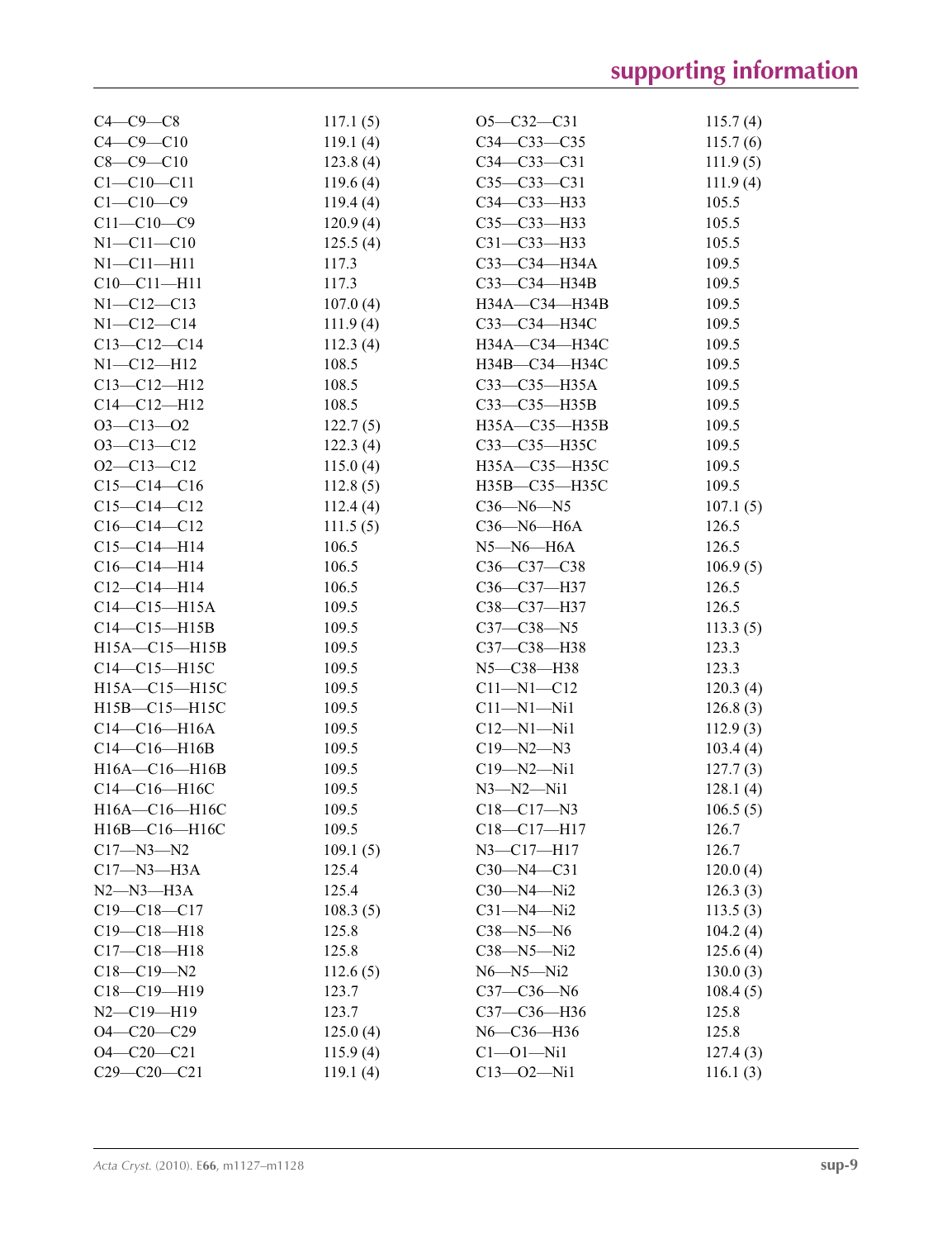| | | | |
|---|---|---|---|
| C4—C9—C8 | 117.1 (5) | O5—C32—C31 | 115.7 (4) |
| C4—C9—C10 | 119.1 (4) | C34—C33—C35 | 115.7 (6) |
| C8—C9—C10 | 123.8 (4) | C34—C33—C31 | 111.9 (5) |
| C1—C10—C11 | 119.6 (4) | C35—C33—C31 | 111.9 (4) |
| C1—C10—C9 | 119.4 (4) | C34—C33—H33 | 105.5 |
| C11—C10—C9 | 120.9 (4) | C35—C33—H33 | 105.5 |
| N1—C11—C10 | 125.5 (4) | C31—C33—H33 | 105.5 |
| N1—C11—H11 | 117.3 | C33—C34—H34A | 109.5 |
| C10—C11—H11 | 117.3 | C33—C34—H34B | 109.5 |
| N1—C12—C13 | 107.0 (4) | H34A—C34—H34B | 109.5 |
| N1—C12—C14 | 111.9 (4) | C33—C34—H34C | 109.5 |
| C13—C12—C14 | 112.3 (4) | H34A—C34—H34C | 109.5 |
| N1—C12—H12 | 108.5 | H34B—C34—H34C | 109.5 |
| C13—C12—H12 | 108.5 | C33—C35—H35A | 109.5 |
| C14—C12—H12 | 108.5 | C33—C35—H35B | 109.5 |
| O3—C13—O2 | 122.7 (5) | H35A—C35—H35B | 109.5 |
| O3—C13—C12 | 122.3 (4) | C33—C35—H35C | 109.5 |
| O2—C13—C12 | 115.0 (4) | H35A—C35—H35C | 109.5 |
| C15—C14—C16 | 112.8 (5) | H35B—C35—H35C | 109.5 |
| C15—C14—C12 | 112.4 (4) | C36—N6—N5 | 107.1 (5) |
| C16—C14—C12 | 111.5 (5) | C36—N6—H6A | 126.5 |
| C15—C14—H14 | 106.5 | N5—N6—H6A | 126.5 |
| C16—C14—H14 | 106.5 | C36—C37—C38 | 106.9 (5) |
| C12—C14—H14 | 106.5 | C36—C37—H37 | 126.5 |
| C14—C15—H15A | 109.5 | C38—C37—H37 | 126.5 |
| C14—C15—H15B | 109.5 | C37—C38—N5 | 113.3 (5) |
| H15A—C15—H15B | 109.5 | C37—C38—H38 | 123.3 |
| C14—C15—H15C | 109.5 | N5—C38—H38 | 123.3 |
| H15A—C15—H15C | 109.5 | C11—N1—C12 | 120.3 (4) |
| H15B—C15—H15C | 109.5 | C11—N1—Ni1 | 126.8 (3) |
| C14—C16—H16A | 109.5 | C12—N1—Ni1 | 112.9 (3) |
| C14—C16—H16B | 109.5 | C19—N2—N3 | 103.4 (4) |
| H16A—C16—H16B | 109.5 | C19—N2—Ni1 | 127.7 (3) |
| C14—C16—H16C | 109.5 | N3—N2—Ni1 | 128.1 (4) |
| H16A—C16—H16C | 109.5 | C18—C17—N3 | 106.5 (5) |
| H16B—C16—H16C | 109.5 | C18—C17—H17 | 126.7 |
| C17—N3—N2 | 109.1 (5) | N3—C17—H17 | 126.7 |
| C17—N3—H3A | 125.4 | C30—N4—C31 | 120.0 (4) |
| N2—N3—H3A | 125.4 | C30—N4—Ni2 | 126.3 (3) |
| C19—C18—C17 | 108.3 (5) | C31—N4—Ni2 | 113.5 (3) |
| C19—C18—H18 | 125.8 | C38—N5—N6 | 104.2 (4) |
| C17—C18—H18 | 125.8 | C38—N5—Ni2 | 125.6 (4) |
| C18—C19—N2 | 112.6 (5) | N6—N5—Ni2 | 130.0 (3) |
| C18—C19—H19 | 123.7 | C37—C36—N6 | 108.4 (5) |
| N2—C19—H19 | 123.7 | C37—C36—H36 | 125.8 |
| O4—C20—C29 | 125.0 (4) | N6—C36—H36 | 125.8 |
| O4—C20—C21 | 115.9 (4) | C1—O1—Ni1 | 127.4 (3) |
| C29—C20—C21 | 119.1 (4) | C13—O2—Ni1 | 116.1 (3) |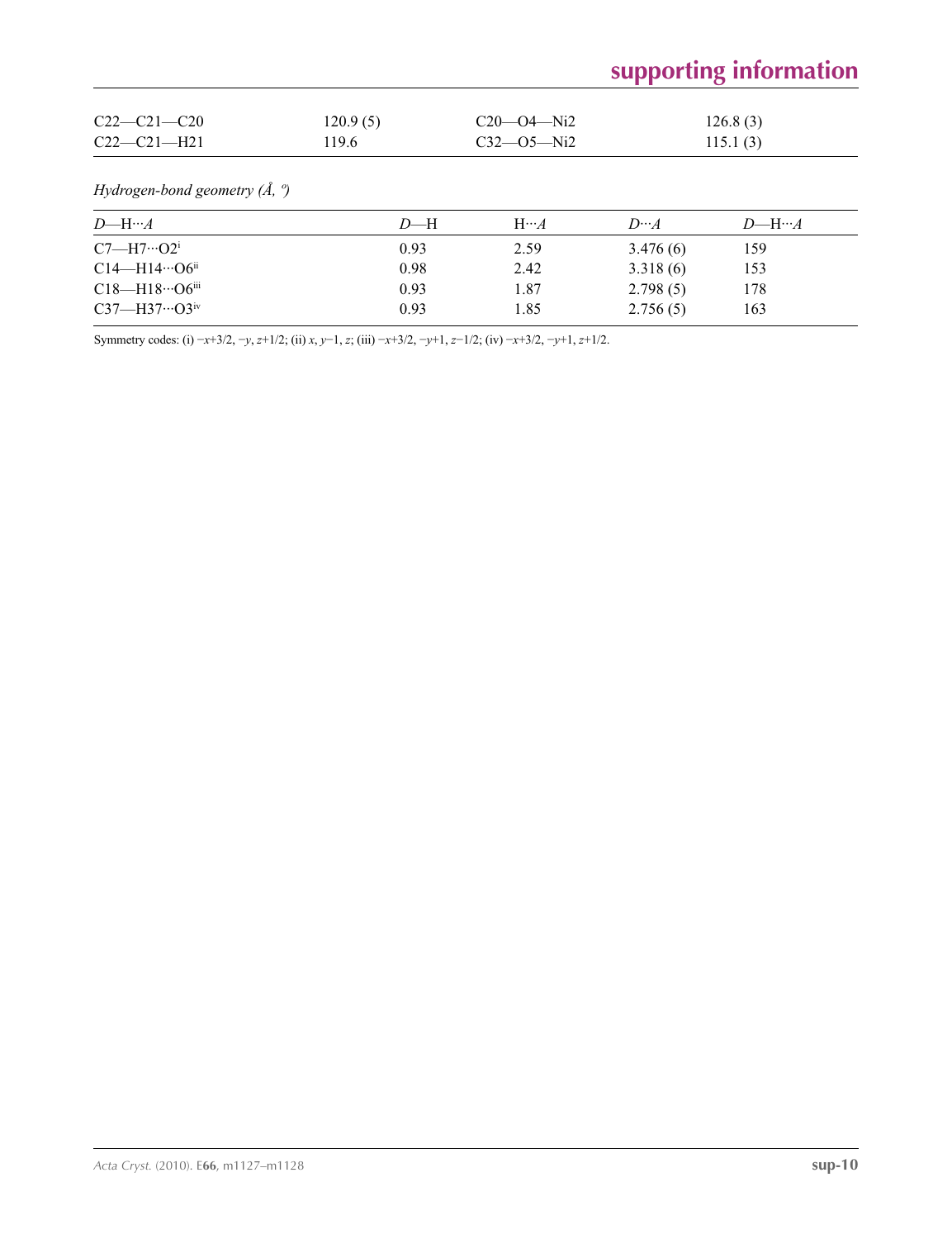| | | | |
|---|---|---|---|
| C22—C21—C20 | 120.9 (5) | C20—O4—Ni2 | 126.8 (3) |
| C22—C21—H21 | 119.6 | C32—O5—Ni2 | 115.1 (3) |

*Hydrogen-bond geometry (Å, º)*

| *D*—H···*A* | *D*—H | H···*A* | *D*···*A* | *D*—H···*A* |
|---|---|---|---|---|
| C7—H7···O2$^{i}$ | 0.93 | 2.59 | 3.476 (6) | 159 |
| C14—H14···O6$^{ii}$ | 0.98 | 2.42 | 3.318 (6) | 153 |
| C18—H18···O6$^{iii}$ | 0.93 | 1.87 | 2.798 (5) | 178 |
| C37—H37···O3$^{iv}$ | 0.93 | 1.85 | 2.756 (5) | 163 |

Symmetry codes: (i) $-x+3/2, -y, z+1/2$; (ii) $x, y-1, z$; (iii) $-x+3/2, -y+1, z-1/2$; (iv) $-x+3/2, -y+1, z+1/2$.